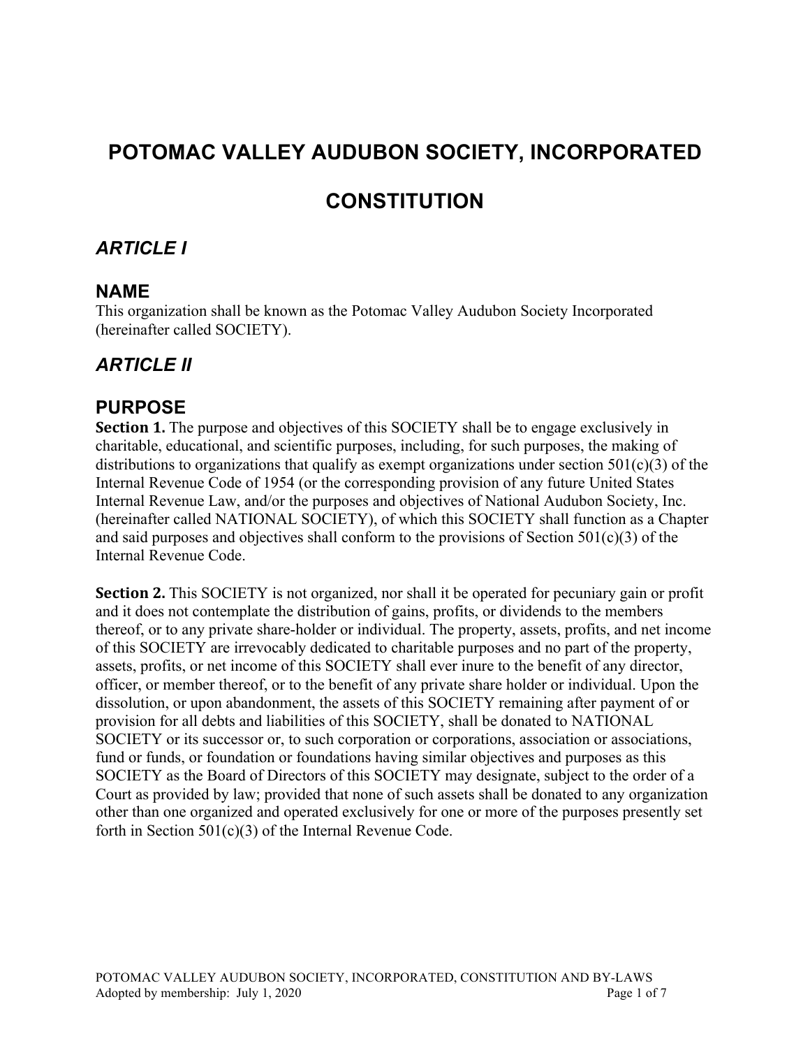# POTOMAC VALLEY AUDUBON SOCIETY, INCORPORATED

# CONSTITUTION

## *ARTICLE I*

## NAME

This organization shall be known as the Potomac Valley Audubon Society Incorporated (hereinafter called SOCIETY).

## *ARTICLE II*

## PURPOSE

**Section 1.** The purpose and objectives of this SOCIETY shall be to engage exclusively in charitable, educational, and scientific purposes, including, for such purposes, the making of distributions to organizations that qualify as exempt organizations under section 501(c)(3) of the Internal Revenue Code of 1954 (or the corresponding provision of any future United States Internal Revenue Law, and/or the purposes and objectives of National Audubon Society, Inc. (hereinafter called NATIONAL SOCIETY), of which this SOCIETY shall function as a Chapter and said purposes and objectives shall conform to the provisions of Section 501(c)(3) of the Internal Revenue Code.

**Section 2.** This SOCIETY is not organized, nor shall it be operated for pecuniary gain or profit and it does not contemplate the distribution of gains, profits, or dividends to the members thereof, or to any private share-holder or individual. The property, assets, profits, and net income of this SOCIETY are irrevocably dedicated to charitable purposes and no part of the property, assets, profits, or net income of this SOCIETY shall ever inure to the benefit of any director, officer, or member thereof, or to the benefit of any private share holder or individual. Upon the dissolution, or upon abandonment, the assets of this SOCIETY remaining after payment of or provision for all debts and liabilities of this SOCIETY, shall be donated to NATIONAL SOCIETY or its successor or, to such corporation or corporations, association or associations, fund or funds, or foundation or foundations having similar objectives and purposes as this SOCIETY as the Board of Directors of this SOCIETY may designate, subject to the order of a Court as provided by law; provided that none of such assets shall be donated to any organization other than one organized and operated exclusively for one or more of the purposes presently set forth in Section 501(c)(3) of the Internal Revenue Code.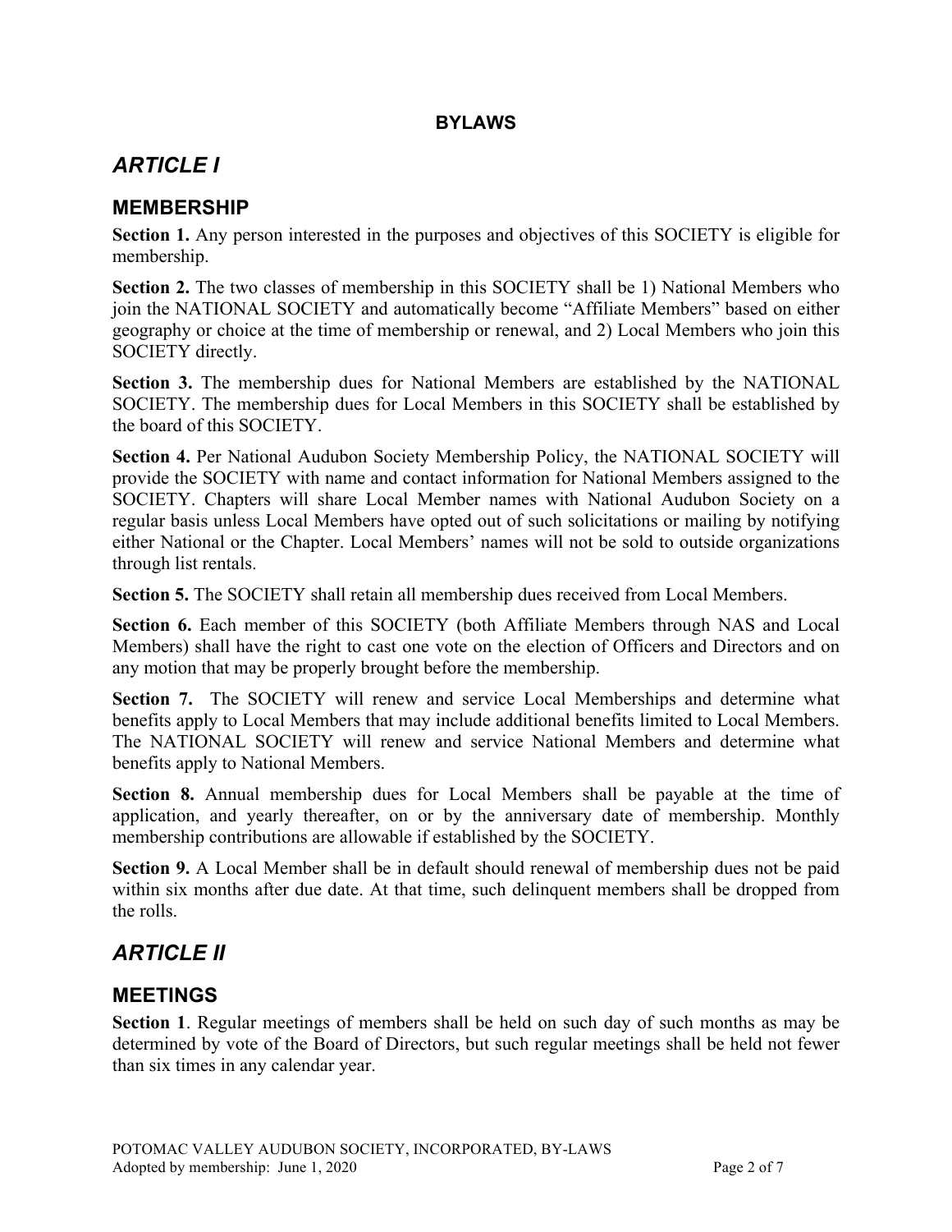**BYLAWS**

# *ARTICLE I*

## MEMBERSHIP

**Section 1.** Any person interested in the purposes and objectives of this SOCIETY is eligible for membership.

**Section 2.** The two classes of membership in this SOCIETY shall be 1) National Members who join the NATIONAL SOCIETY and automatically become "Affiliate Members" based on either geography or choice at the time of membership or renewal, and 2) Local Members who join this SOCIETY directly.

**Section 3.** The membership dues for National Members are established by the NATIONAL SOCIETY. The membership dues for Local Members in this SOCIETY shall be established by the board of this SOCIETY.

**Section 4.** Per National Audubon Society Membership Policy, the NATIONAL SOCIETY will provide the SOCIETY with name and contact information for National Members assigned to the SOCIETY. Chapters will share Local Member names with National Audubon Society on a regular basis unless Local Members have opted out of such solicitations or mailing by notifying either National or the Chapter. Local Members' names will not be sold to outside organizations through list rentals.

**Section 5.** The SOCIETY shall retain all membership dues received from Local Members.

**Section 6.** Each member of this SOCIETY (both Affiliate Members through NAS and Local Members) shall have the right to cast one vote on the election of Officers and Directors and on any motion that may be properly brought before the membership.

**Section 7.** The SOCIETY will renew and service Local Memberships and determine what benefits apply to Local Members that may include additional benefits limited to Local Members. The NATIONAL SOCIETY will renew and service National Members and determine what benefits apply to National Members.

**Section 8.** Annual membership dues for Local Members shall be payable at the time of application, and yearly thereafter, on or by the anniversary date of membership. Monthly membership contributions are allowable if established by the SOCIETY.

**Section 9.** A Local Member shall be in default should renewal of membership dues not be paid within six months after due date. At that time, such delinquent members shall be dropped from the rolls.

# *ARTICLE II*

## MEETINGS

**Section 1**. Regular meetings of members shall be held on such day of such months as may be determined by vote of the Board of Directors, but such regular meetings shall be held not fewer than six times in any calendar year.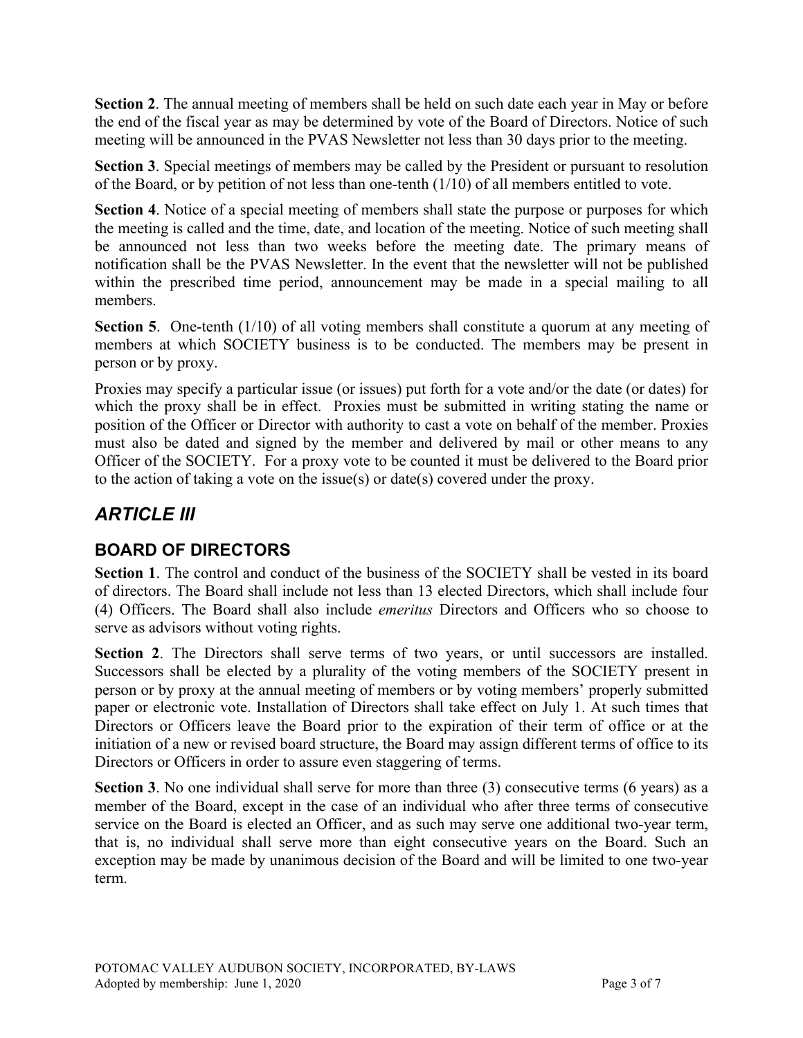**Section 2**. The annual meeting of members shall be held on such date each year in May or before the end of the fiscal year as may be determined by vote of the Board of Directors. Notice of such meeting will be announced in the PVAS Newsletter not less than 30 days prior to the meeting.

**Section 3**. Special meetings of members may be called by the President or pursuant to resolution of the Board, or by petition of not less than one-tenth (1/10) of all members entitled to vote.

**Section 4**. Notice of a special meeting of members shall state the purpose or purposes for which the meeting is called and the time, date, and location of the meeting. Notice of such meeting shall be announced not less than two weeks before the meeting date. The primary means of notification shall be the PVAS Newsletter. In the event that the newsletter will not be published within the prescribed time period, announcement may be made in a special mailing to all members.

**Section 5**. One-tenth (1/10) of all voting members shall constitute a quorum at any meeting of members at which SOCIETY business is to be conducted. The members may be present in person or by proxy.

Proxies may specify a particular issue (or issues) put forth for a vote and/or the date (or dates) for which the proxy shall be in effect. Proxies must be submitted in writing stating the name or position of the Officer or Director with authority to cast a vote on behalf of the member. Proxies must also be dated and signed by the member and delivered by mail or other means to any Officer of the SOCIETY. For a proxy vote to be counted it must be delivered to the Board prior to the action of taking a vote on the issue(s) or date(s) covered under the proxy.

## *ARTICLE III*

### BOARD OF DIRECTORS

**Section 1**. The control and conduct of the business of the SOCIETY shall be vested in its board of directors. The Board shall include not less than 13 elected Directors, which shall include four (4) Officers. The Board shall also include *emeritus* Directors and Officers who so choose to serve as advisors without voting rights.

**Section 2**. The Directors shall serve terms of two years, or until successors are installed. Successors shall be elected by a plurality of the voting members of the SOCIETY present in person or by proxy at the annual meeting of members or by voting members' properly submitted paper or electronic vote. Installation of Directors shall take effect on July 1. At such times that Directors or Officers leave the Board prior to the expiration of their term of office or at the initiation of a new or revised board structure, the Board may assign different terms of office to its Directors or Officers in order to assure even staggering of terms.

**Section 3**. No one individual shall serve for more than three (3) consecutive terms (6 years) as a member of the Board, except in the case of an individual who after three terms of consecutive service on the Board is elected an Officer, and as such may serve one additional two-year term, that is, no individual shall serve more than eight consecutive years on the Board. Such an exception may be made by unanimous decision of the Board and will be limited to one two-year term.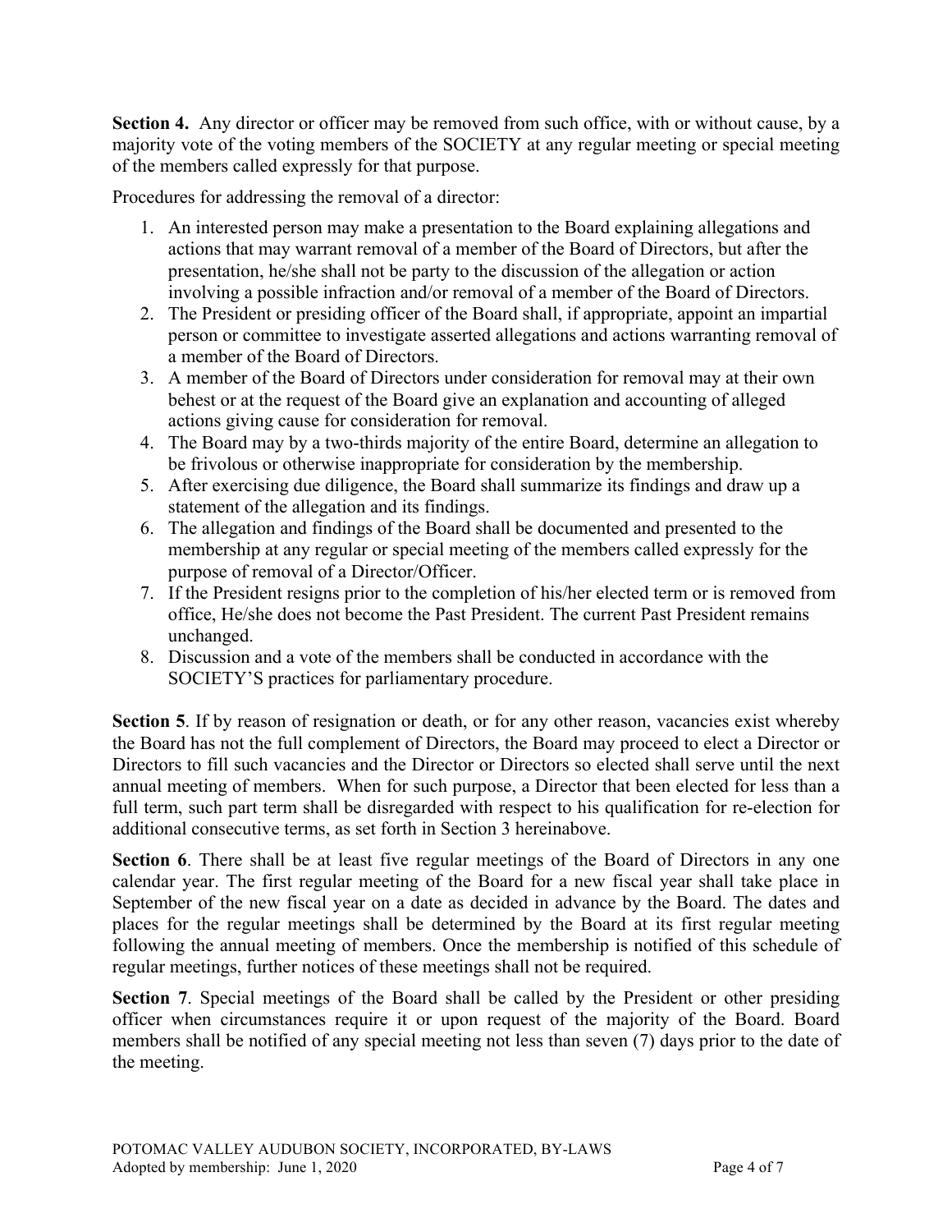**Section 4.** Any director or officer may be removed from such office, with or without cause, by a majority vote of the voting members of the SOCIETY at any regular meeting or special meeting of the members called expressly for that purpose.

Procedures for addressing the removal of a director:

1. An interested person may make a presentation to the Board explaining allegations and actions that may warrant removal of a member of the Board of Directors, but after the presentation, he/she shall not be party to the discussion of the allegation or action involving a possible infraction and/or removal of a member of the Board of Directors.
2. The President or presiding officer of the Board shall, if appropriate, appoint an impartial person or committee to investigate asserted allegations and actions warranting removal of a member of the Board of Directors.
3. A member of the Board of Directors under consideration for removal may at their own behest or at the request of the Board give an explanation and accounting of alleged actions giving cause for consideration for removal.
4. The Board may by a two-thirds majority of the entire Board, determine an allegation to be frivolous or otherwise inappropriate for consideration by the membership.
5. After exercising due diligence, the Board shall summarize its findings and draw up a statement of the allegation and its findings.
6. The allegation and findings of the Board shall be documented and presented to the membership at any regular or special meeting of the members called expressly for the purpose of removal of a Director/Officer.
7. If the President resigns prior to the completion of his/her elected term or is removed from office, He/she does not become the Past President. The current Past President remains unchanged.
8. Discussion and a vote of the members shall be conducted in accordance with the SOCIETY'S practices for parliamentary procedure.

**Section 5**. If by reason of resignation or death, or for any other reason, vacancies exist whereby the Board has not the full complement of Directors, the Board may proceed to elect a Director or Directors to fill such vacancies and the Director or Directors so elected shall serve until the next annual meeting of members. When for such purpose, a Director that been elected for less than a full term, such part term shall be disregarded with respect to his qualification for re-election for additional consecutive terms, as set forth in Section 3 hereinabove.

**Section 6**. There shall be at least five regular meetings of the Board of Directors in any one calendar year. The first regular meeting of the Board for a new fiscal year shall take place in September of the new fiscal year on a date as decided in advance by the Board. The dates and places for the regular meetings shall be determined by the Board at its first regular meeting following the annual meeting of members. Once the membership is notified of this schedule of regular meetings, further notices of these meetings shall not be required.

**Section 7**. Special meetings of the Board shall be called by the President or other presiding officer when circumstances require it or upon request of the majority of the Board. Board members shall be notified of any special meeting not less than seven (7) days prior to the date of the meeting.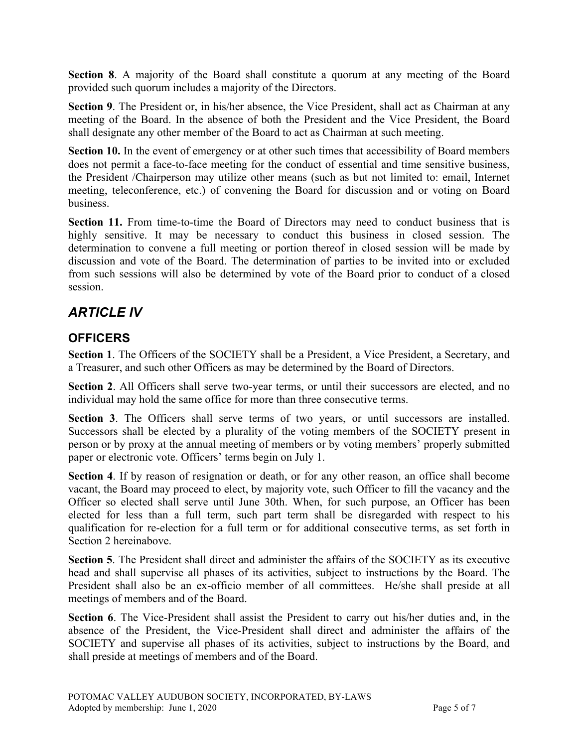**Section 8**. A majority of the Board shall constitute a quorum at any meeting of the Board provided such quorum includes a majority of the Directors.

**Section 9**. The President or, in his/her absence, the Vice President, shall act as Chairman at any meeting of the Board. In the absence of both the President and the Vice President, the Board shall designate any other member of the Board to act as Chairman at such meeting.

**Section 10.** In the event of emergency or at other such times that accessibility of Board members does not permit a face-to-face meeting for the conduct of essential and time sensitive business, the President /Chairperson may utilize other means (such as but not limited to: email, Internet meeting, teleconference, etc.) of convening the Board for discussion and or voting on Board business.

**Section 11.** From time-to-time the Board of Directors may need to conduct business that is highly sensitive. It may be necessary to conduct this business in closed session. The determination to convene a full meeting or portion thereof in closed session will be made by discussion and vote of the Board. The determination of parties to be invited into or excluded from such sessions will also be determined by vote of the Board prior to conduct of a closed session.

# *ARTICLE IV*

## OFFICERS

**Section 1**. The Officers of the SOCIETY shall be a President, a Vice President, a Secretary, and a Treasurer, and such other Officers as may be determined by the Board of Directors.

**Section 2**. All Officers shall serve two-year terms, or until their successors are elected, and no individual may hold the same office for more than three consecutive terms.

**Section 3**. The Officers shall serve terms of two years, or until successors are installed. Successors shall be elected by a plurality of the voting members of the SOCIETY present in person or by proxy at the annual meeting of members or by voting members' properly submitted paper or electronic vote. Officers' terms begin on July 1.

**Section 4**. If by reason of resignation or death, or for any other reason, an office shall become vacant, the Board may proceed to elect, by majority vote, such Officer to fill the vacancy and the Officer so elected shall serve until June 30th. When, for such purpose, an Officer has been elected for less than a full term, such part term shall be disregarded with respect to his qualification for re-election for a full term or for additional consecutive terms, as set forth in Section 2 hereinabove.

**Section 5**. The President shall direct and administer the affairs of the SOCIETY as its executive head and shall supervise all phases of its activities, subject to instructions by the Board. The President shall also be an ex-officio member of all committees. He/she shall preside at all meetings of members and of the Board.

**Section 6**. The Vice-President shall assist the President to carry out his/her duties and, in the absence of the President, the Vice-President shall direct and administer the affairs of the SOCIETY and supervise all phases of its activities, subject to instructions by the Board, and shall preside at meetings of members and of the Board.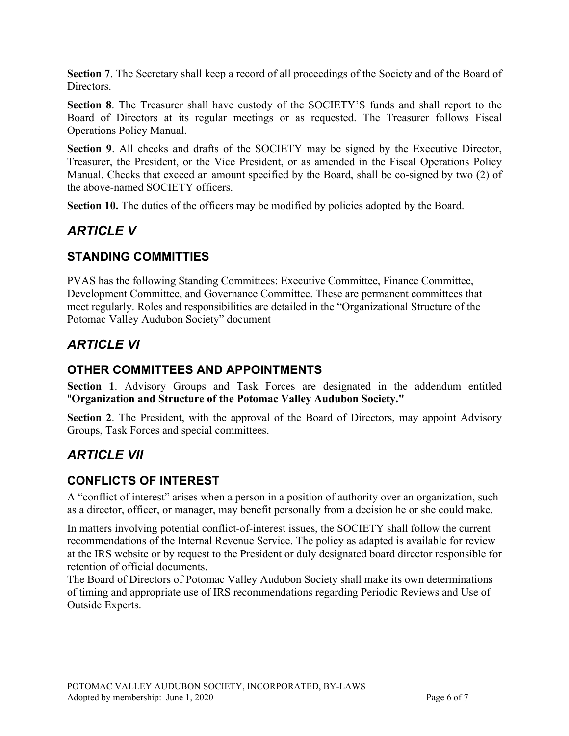**Section 7**. The Secretary shall keep a record of all proceedings of the Society and of the Board of Directors.

**Section 8**. The Treasurer shall have custody of the SOCIETY'S funds and shall report to the Board of Directors at its regular meetings or as requested. The Treasurer follows Fiscal Operations Policy Manual.

**Section 9**. All checks and drafts of the SOCIETY may be signed by the Executive Director, Treasurer, the President, or the Vice President, or as amended in the Fiscal Operations Policy Manual. Checks that exceed an amount specified by the Board, shall be co-signed by two (2) of the above-named SOCIETY officers.

**Section 10.** The duties of the officers may be modified by policies adopted by the Board.

# *ARTICLE V*

## STANDING COMMITTIES

PVAS has the following Standing Committees: Executive Committee, Finance Committee, Development Committee, and Governance Committee. These are permanent committees that meet regularly. Roles and responsibilities are detailed in the "Organizational Structure of the Potomac Valley Audubon Society" document

# *ARTICLE VI*

## OTHER COMMITTEES AND APPOINTMENTS

**Section 1**. Advisory Groups and Task Forces are designated in the addendum entitled "**Organization and Structure of the Potomac Valley Audubon Society."**

**Section 2**. The President, with the approval of the Board of Directors, may appoint Advisory Groups, Task Forces and special committees.

# *ARTICLE VII*

## CONFLICTS OF INTEREST

A "conflict of interest" arises when a person in a position of authority over an organization, such as a director, officer, or manager, may benefit personally from a decision he or she could make.

In matters involving potential conflict-of-interest issues, the SOCIETY shall follow the current recommendations of the Internal Revenue Service. The policy as adapted is available for review at the IRS website or by request to the President or duly designated board director responsible for retention of official documents.
The Board of Directors of Potomac Valley Audubon Society shall make its own determinations of timing and appropriate use of IRS recommendations regarding Periodic Reviews and Use of Outside Experts.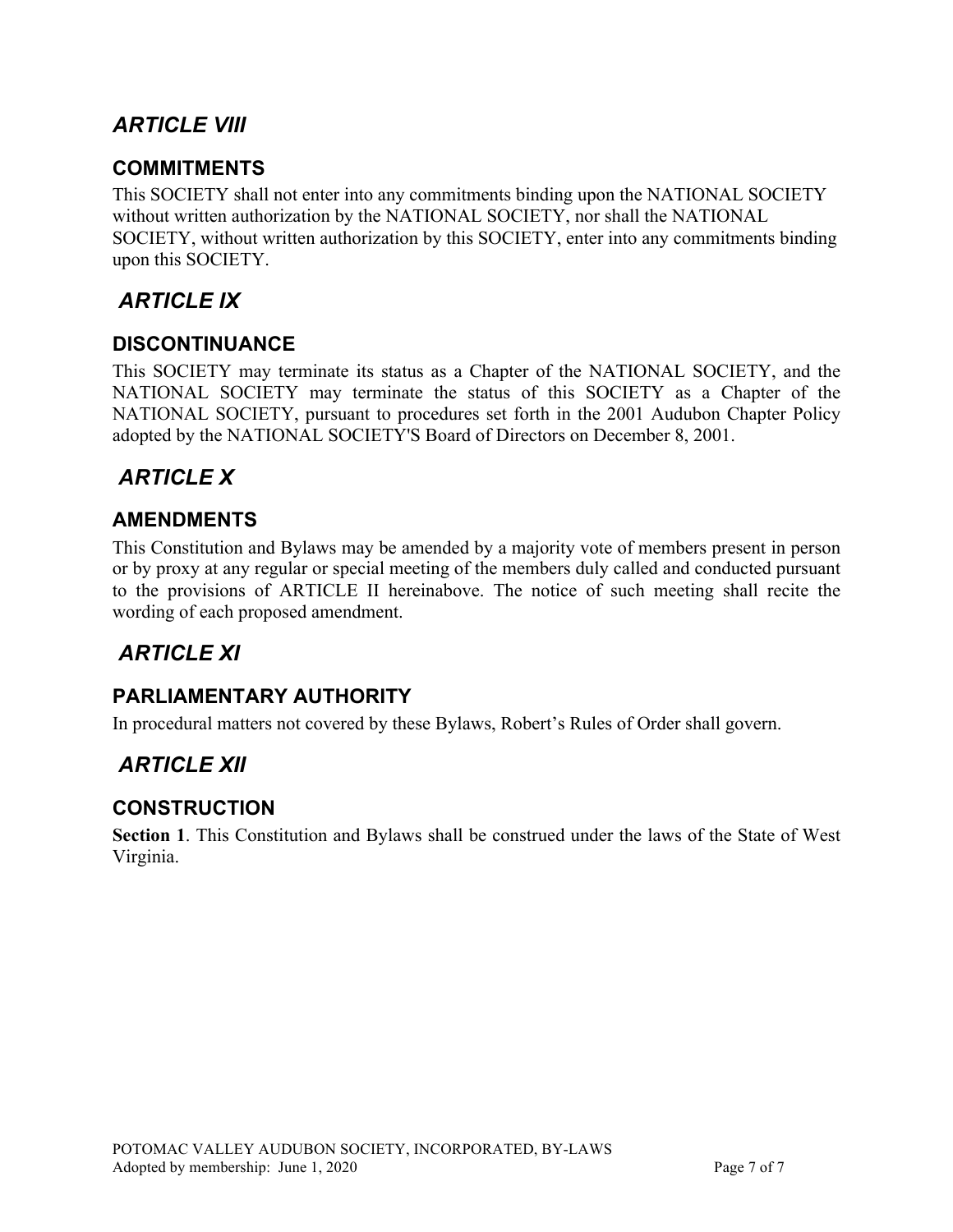## *ARTICLE VIII*

### COMMITMENTS

This SOCIETY shall not enter into any commitments binding upon the NATIONAL SOCIETY without written authorization by the NATIONAL SOCIETY, nor shall the NATIONAL SOCIETY, without written authorization by this SOCIETY, enter into any commitments binding upon this SOCIETY.

## *ARTICLE IX*

### DISCONTINUANCE

This SOCIETY may terminate its status as a Chapter of the NATIONAL SOCIETY, and the NATIONAL SOCIETY may terminate the status of this SOCIETY as a Chapter of the NATIONAL SOCIETY, pursuant to procedures set forth in the 2001 Audubon Chapter Policy adopted by the NATIONAL SOCIETY'S Board of Directors on December 8, 2001.

## *ARTICLE X*

### AMENDMENTS

This Constitution and Bylaws may be amended by a majority vote of members present in person or by proxy at any regular or special meeting of the members duly called and conducted pursuant to the provisions of ARTICLE II hereinabove. The notice of such meeting shall recite the wording of each proposed amendment.

## *ARTICLE XI*

### PARLIAMENTARY AUTHORITY

In procedural matters not covered by these Bylaws, Robert's Rules of Order shall govern.

## *ARTICLE XII*

### CONSTRUCTION

**Section 1**. This Constitution and Bylaws shall be construed under the laws of the State of West Virginia.